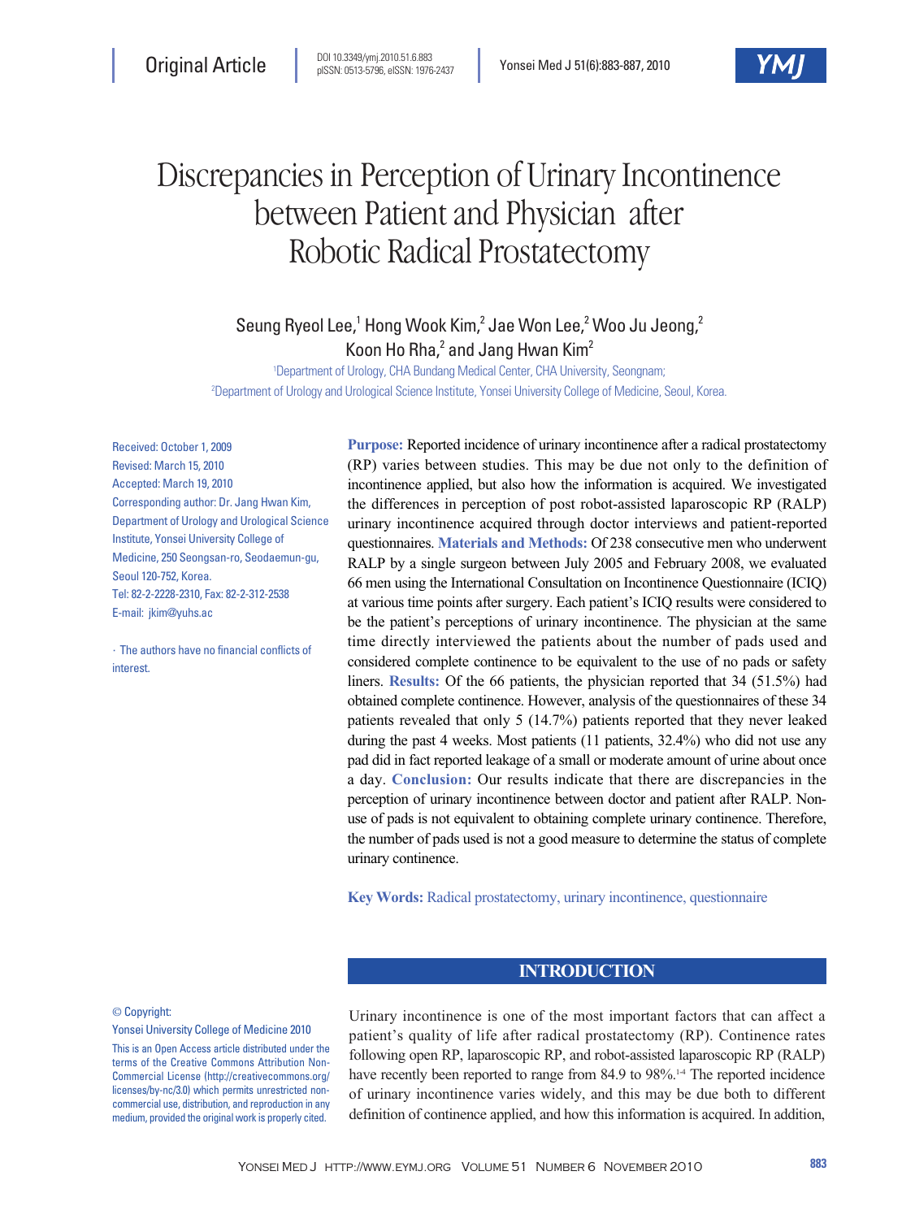Original Article

DOI 10.3349/ymj.2010.51.6.883
pISSN: 0513-5796, eISSN: 1976-2437

# Discrepancies in Perception of Urinary Incontinence between Patient and Physician after Robotic Radical Prostatectomy

Seung Ryeol Lee,[1] Hong Wook Kim,[2] Jae Won Lee,[2] Woo Ju Jeong,[2] Koon Ho Rha,[2] and Jang Hwan Kim[2]

[1]Department of Urology, CHA Bundang Medical Center, CHA University, Seongnam;
[2]Department of Urology and Urological Science Institute, Yonsei University College of Medicine, Seoul, Korea.

Received: October 1, 2009
Revised: March 15, 2010
Accepted: March 19, 2010
Corresponding author: Dr. Jang Hwan Kim, Department of Urology and Urological Science Institute, Yonsei University College of Medicine, 250 Seongsan-ro, Seodaemun-gu, Seoul 120-752, Korea.
Tel: 82-2-2228-2310, Fax: 82-2-312-2538
E-mail: jkim@yuhs.ac

∙ The authors have no financial conflicts of interest.

**Purpose:** Reported incidence of urinary incontinence after a radical prostatectomy (RP) varies between studies. This may be due not only to the definition of incontinence applied, but also how the information is acquired. We investigated the differences in perception of post robot-assisted laparoscopic RP (RALP) urinary incontinence acquired through doctor interviews and patient-reported questionnaires. **Materials and Methods:** Of 238 consecutive men who underwent RALP by a single surgeon between July 2005 and February 2008, we evaluated 66 men using the International Consultation on Incontinence Questionnaire (ICIQ) at various time points after surgery. Each patient's ICIQ results were considered to be the patient's perceptions of urinary incontinence. The physician at the same time directly interviewed the patients about the number of pads used and considered complete continence to be equivalent to the use of no pads or safety liners. **Results:** Of the 66 patients, the physician reported that 34 (51.5%) had obtained complete continence. However, analysis of the questionnaires of these 34 patients revealed that only 5 (14.7%) patients reported that they never leaked during the past 4 weeks. Most patients (11 patients, 32.4%) who did not use any pad did in fact reported leakage of a small or moderate amount of urine about once a day. **Conclusion:** Our results indicate that there are discrepancies in the perception of urinary incontinence between doctor and patient after RALP. Non-use of pads is not equivalent to obtaining complete urinary continence. Therefore, the number of pads used is not a good measure to determine the status of complete urinary continence.

**Key Words:** Radical prostatectomy, urinary incontinence, questionnaire

© Copyright:
Yonsei University College of Medicine 2010

This is an Open Access article distributed under the terms of the Creative Commons Attribution Non-Commercial License (http://creativecommons.org/licenses/by-nc/3.0) which permits unrestricted non-commercial use, distribution, and reproduction in any medium, provided the original work is properly cited.

## INTRODUCTION

Urinary incontinence is one of the most important factors that can affect a patient's quality of life after radical prostatectomy (RP). Continence rates following open RP, laparoscopic RP, and robot-assisted laparoscopic RP (RALP) have recently been reported to range from 84.9 to 98%.[1-4] The reported incidence of urinary incontinence varies widely, and this may be due both to different definition of continence applied, and how this information is acquired. In addition,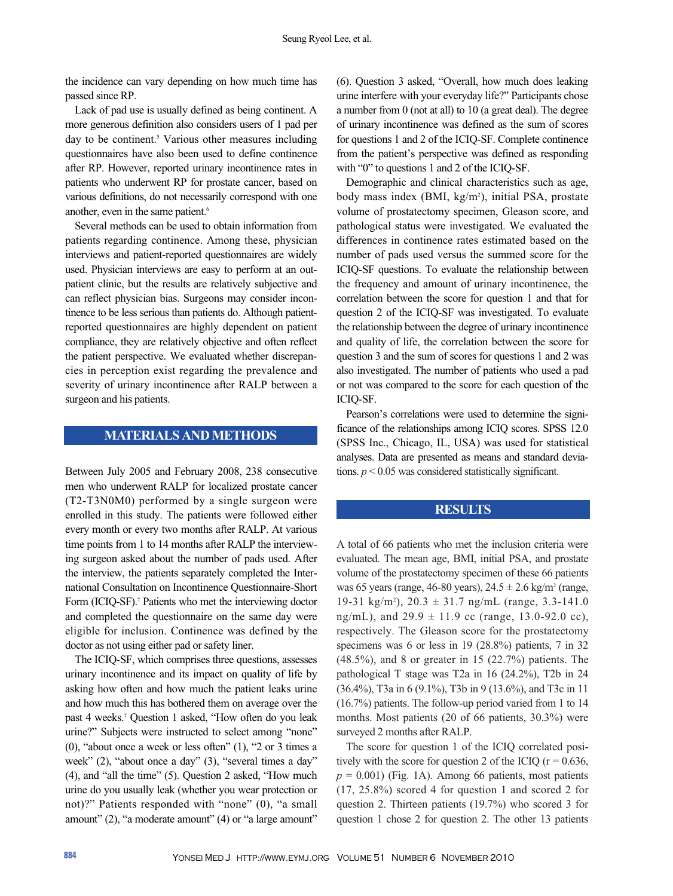the incidence can vary depending on how much time has passed since RP.

Lack of pad use is usually defined as being continent. A more generous definition also considers users of 1 pad per day to be continent.[5] Various other measures including questionnaires have also been used to define continence after RP. However, reported urinary incontinence rates in patients who underwent RP for prostate cancer, based on various definitions, do not necessarily correspond with one another, even in the same patient.[6]

Several methods can be used to obtain information from patients regarding continence. Among these, physician interviews and patient-reported questionnaires are widely used. Physician interviews are easy to perform at an outpatient clinic, but the results are relatively subjective and can reflect physician bias. Surgeons may consider incontinence to be less serious than patients do. Although patient-reported questionnaires are highly dependent on patient compliance, they are relatively objective and often reflect the patient perspective. We evaluated whether discrepancies in perception exist regarding the prevalence and severity of urinary incontinence after RALP between a surgeon and his patients.

## MATERIALS AND METHODS

Between July 2005 and February 2008, 238 consecutive men who underwent RALP for localized prostate cancer (T2-T3N0M0) performed by a single surgeon were enrolled in this study. The patients were followed either every month or every two months after RALP. At various time points from 1 to 14 months after RALP the interviewing surgeon asked about the number of pads used. After the interview, the patients separately completed the International Consultation on Incontinence Questionnaire-Short Form (ICIQ-SF).[7] Patients who met the interviewing doctor and completed the questionnaire on the same day were eligible for inclusion. Continence was defined by the doctor as not using either pad or safety liner.

The ICIQ-SF, which comprises three questions, assesses urinary incontinence and its impact on quality of life by asking how often and how much the patient leaks urine and how much this has bothered them on average over the past 4 weeks.[7] Question 1 asked, "How often do you leak urine?" Subjects were instructed to select among "none" (0), "about once a week or less often" (1), "2 or 3 times a week" (2), "about once a day" (3), "several times a day" (4), and "all the time" (5). Question 2 asked, "How much urine do you usually leak (whether you wear protection or not)?" Patients responded with "none" (0), "a small amount" (2), "a moderate amount" (4) or "a large amount" (6). Question 3 asked, "Overall, how much does leaking urine interfere with your everyday life?" Participants chose a number from 0 (not at all) to 10 (a great deal). The degree of urinary incontinence was defined as the sum of scores for questions 1 and 2 of the ICIQ-SF. Complete continence from the patient's perspective was defined as responding with "0" to questions 1 and 2 of the ICIQ-SF.

Demographic and clinical characteristics such as age, body mass index (BMI, kg/m$^2$), initial PSA, prostate volume of prostatectomy specimen, Gleason score, and pathological status were investigated. We evaluated the differences in continence rates estimated based on the number of pads used versus the summed score for the ICIQ-SF questions. To evaluate the relationship between the frequency and amount of urinary incontinence, the correlation between the score for question 1 and that for question 2 of the ICIQ-SF was investigated. To evaluate the relationship between the degree of urinary incontinence and quality of life, the correlation between the score for question 3 and the sum of scores for questions 1 and 2 was also investigated. The number of patients who used a pad or not was compared to the score for each question of the ICIQ-SF.

Pearson's correlations were used to determine the significance of the relationships among ICIQ scores. SPSS 12.0 (SPSS Inc., Chicago, IL, USA) was used for statistical analyses. Data are presented as means and standard deviations. $p < 0.05$ was considered statistically significant.

## RESULTS

A total of 66 patients who met the inclusion criteria were evaluated. The mean age, BMI, initial PSA, and prostate volume of the prostatectomy specimen of these 66 patients was 65 years (range, 46-80 years), $24.5 \pm 2.6$ kg/m$^2$ (range, 19-31 kg/m$^2$), $20.3 \pm 31.7$ ng/mL (range, 3.3-141.0 ng/mL), and $29.9 \pm 11.9$ cc (range, 13.0-92.0 cc), respectively. The Gleason score for the prostatectomy specimens was 6 or less in 19 (28.8%) patients, 7 in 32 (48.5%), and 8 or greater in 15 (22.7%) patients. The pathological T stage was T2a in 16 (24.2%), T2b in 24 (36.4%), T3a in 6 (9.1%), T3b in 9 (13.6%), and T3c in 11 (16.7%) patients. The follow-up period varied from 1 to 14 months. Most patients (20 of 66 patients, 30.3%) were surveyed 2 months after RALP.

The score for question 1 of the ICIQ correlated positively with the score for question 2 of the ICIQ ($r = 0.636$, $p = 0.001$) (Fig. 1A). Among 66 patients, most patients (17, 25.8%) scored 4 for question 1 and scored 2 for question 2. Thirteen patients (19.7%) who scored 3 for question 1 chose 2 for question 2. The other 13 patients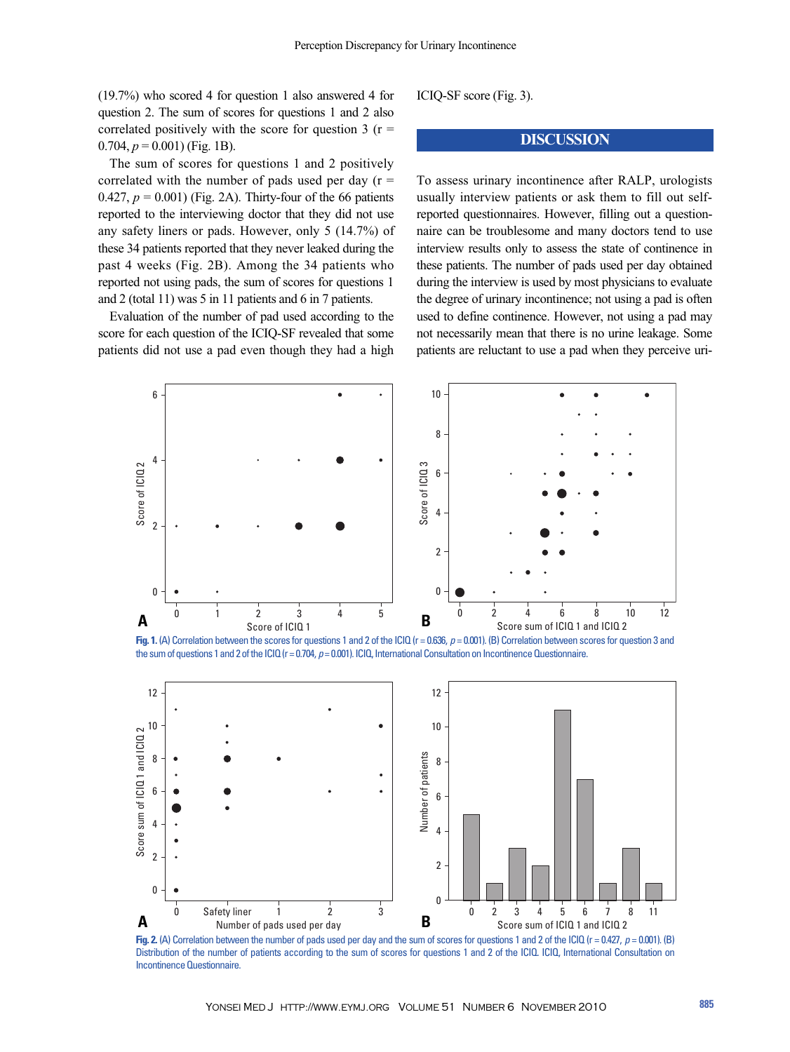(19.7%) who scored 4 for question 1 also answered 4 for question 2. The sum of scores for questions 1 and 2 also correlated positively with the score for question 3 ($r = 0.704$, $p = 0.001$) (Fig. 1B).

The sum of scores for questions 1 and 2 positively correlated with the number of pads used per day ($r = 0.427$, $p = 0.001$) (Fig. 2A). Thirty-four of the 66 patients reported to the interviewing doctor that they did not use any safety liners or pads. However, only 5 (14.7%) of these 34 patients reported that they never leaked during the past 4 weeks (Fig. 2B). Among the 34 patients who reported not using pads, the sum of scores for questions 1 and 2 (total 11) was 5 in 11 patients and 6 in 7 patients.

Evaluation of the number of pad used according to the score for each question of the ICIQ-SF revealed that some patients did not use a pad even though they had a high ICIQ-SF score (Fig. 3).

Fig. 1. (A) Correlation between the scores for questions 1 and 2 of the ICIQ ($r = 0.636$, $p = 0.001$). (B) Correlation between scores for question 3 and the sum of questions 1 and 2 of the ICIQ ($r = 0.704$, $p = 0.001$). ICIQ, International Consultation on Incontinence Questionnaire.

Fig. 2. (A) Correlation between the number of pads used per day and the sum of scores for questions 1 and 2 of the ICIQ ($r = 0.427$, $p = 0.001$). (B) Distribution of the number of patients according to the sum of scores for questions 1 and 2 of the ICIQ. ICIQ, International Consultation on Incontinence Questionnaire.

## DISCUSSION

To assess urinary incontinence after RALP, urologists usually interview patients or ask them to fill out self-reported questionnaires. However, filling out a questionnaire can be troublesome and many doctors tend to use interview results only to assess the state of continence in these patients. The number of pads used per day obtained during the interview is used by most physicians to evaluate the degree of urinary incontinence; not using a pad is often used to define continence. However, not using a pad may not necessarily mean that there is no urine leakage. Some patients are reluctant to use a pad when they perceive uri-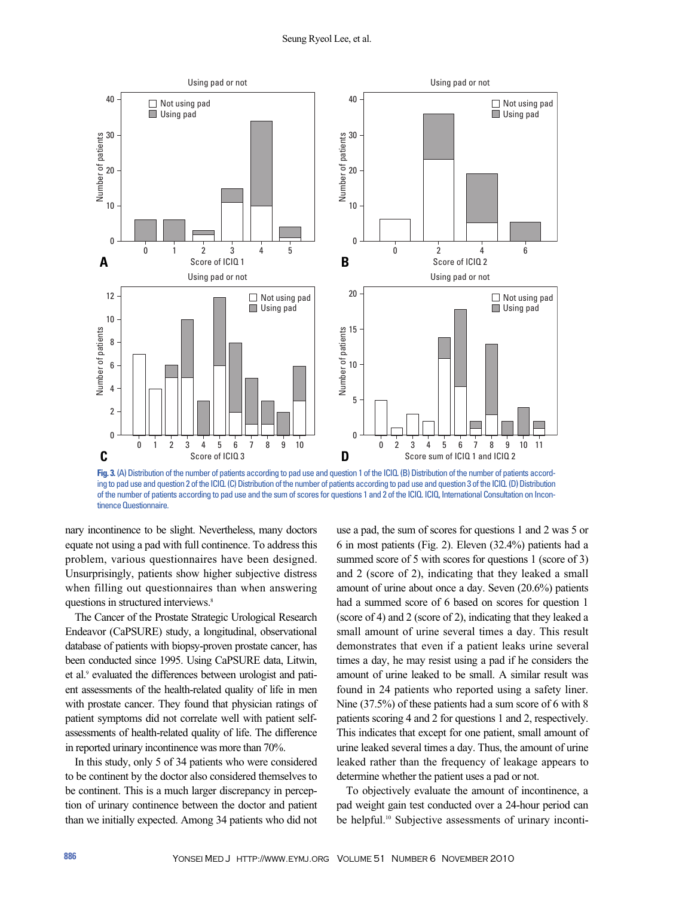Fig. 3. (A) Distribution of the number of patients according to pad use and question 1 of the ICIQ. (B) Distribution of the number of patients according to pad use and question 2 of the ICIQ. (C) Distribution of the number of patients according to pad use and question 3 of the ICIQ. (D) Distribution of the number of patients according to pad use and the sum of scores for questions 1 and 2 of the ICIQ. ICIQ, International Consultation on Incontinence Questionnaire.

nary incontinence to be slight. Nevertheless, many doctors equate not using a pad with full continence. To address this problem, various questionnaires have been designed. Unsurprisingly, patients show higher subjective distress when filling out questionnaires than when answering questions in structured interviews.[8]

The Cancer of the Prostate Strategic Urological Research Endeavor (CaPSURE) study, a longitudinal, observational database of patients with biopsy-proven prostate cancer, has been conducted since 1995. Using CaPSURE data, Litwin, et al.[9] evaluated the differences between urologist and patient assessments of the health-related quality of life in men with prostate cancer. They found that physician ratings of patient symptoms did not correlate well with patient self-assessments of health-related quality of life. The difference in reported urinary incontinence was more than 70%.

In this study, only 5 of 34 patients who were considered to be continent by the doctor also considered themselves to be continent. This is a much larger discrepancy in perception of urinary continence between the doctor and patient than we initially expected. Among 34 patients who did not use a pad, the sum of scores for questions 1 and 2 was 5 or 6 in most patients (Fig. 2). Eleven (32.4%) patients had a summed score of 5 with scores for questions 1 (score of 3) and 2 (score of 2), indicating that they leaked a small amount of urine about once a day. Seven (20.6%) patients had a summed score of 6 based on scores for question 1 (score of 4) and 2 (score of 2), indicating that they leaked a small amount of urine several times a day. This result demonstrates that even if a patient leaks urine several times a day, he may resist using a pad if he considers the amount of urine leaked to be small. A similar result was found in 24 patients who reported using a safety liner. Nine (37.5%) of these patients had a sum score of 6 with 8 patients scoring 4 and 2 for questions 1 and 2, respectively. This indicates that except for one patient, small amount of urine leaked several times a day. Thus, the amount of urine leaked rather than the frequency of leakage appears to determine whether the patient uses a pad or not.

To objectively evaluate the amount of incontinence, a pad weight gain test conducted over a 24-hour period can be helpful.[10] Subjective assessments of urinary inconti-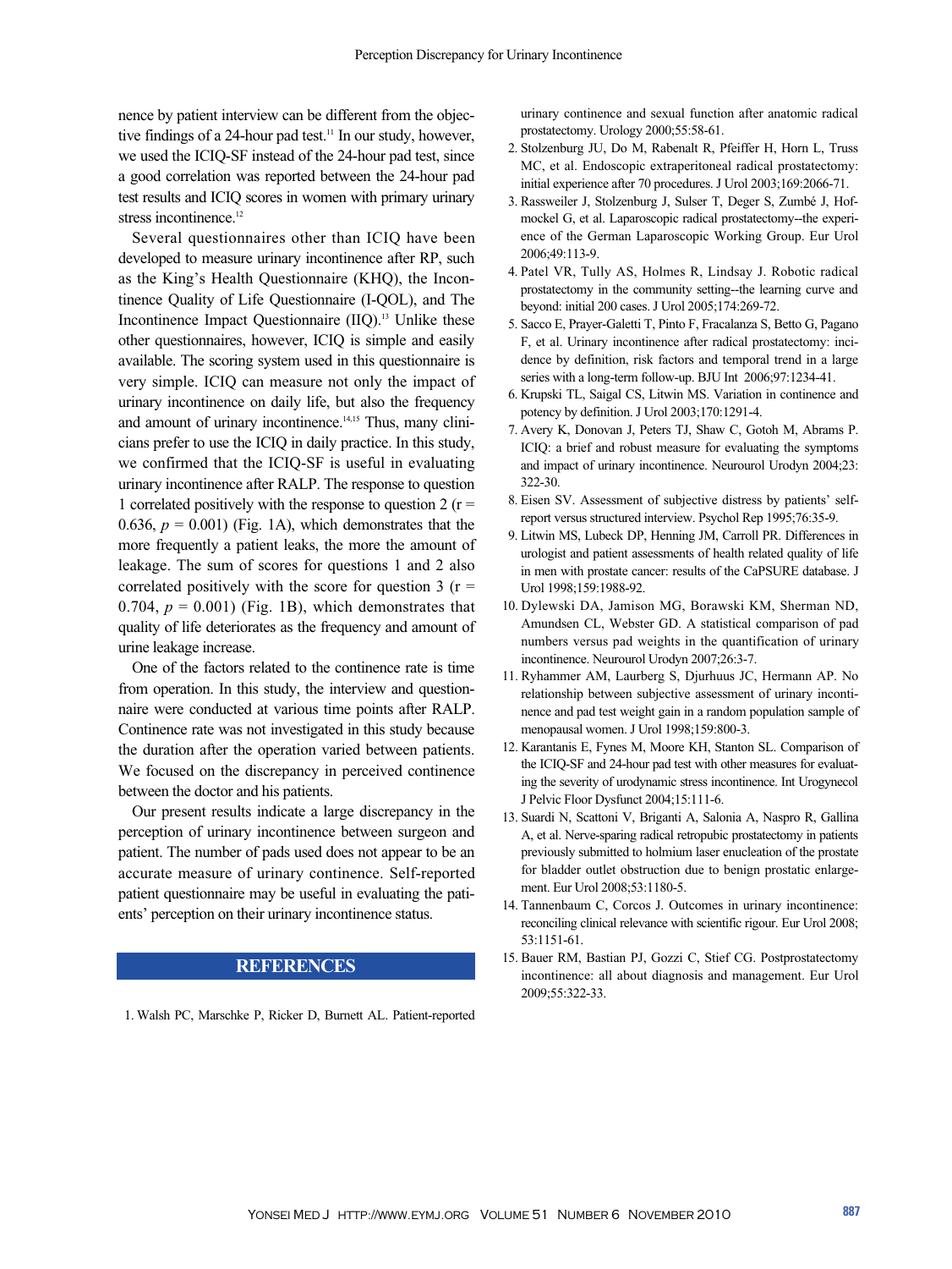nence by patient interview can be different from the objective findings of a 24-hour pad test.[11] In our study, however, we used the ICIQ-SF instead of the 24-hour pad test, since a good correlation was reported between the 24-hour pad test results and ICIQ scores in women with primary urinary stress incontinence.[12]

Several questionnaires other than ICIQ have been developed to measure urinary incontinence after RP, such as the King's Health Questionnaire (KHQ), the Incontinence Quality of Life Questionnaire (I-QOL), and The Incontinence Impact Questionnaire (IIQ).[13] Unlike these other questionnaires, however, ICIQ is simple and easily available. The scoring system used in this questionnaire is very simple. ICIQ can measure not only the impact of urinary incontinence on daily life, but also the frequency and amount of urinary incontinence.[14,15] Thus, many clinicians prefer to use the ICIQ in daily practice. In this study, we confirmed that the ICIQ-SF is useful in evaluating urinary incontinence after RALP. The response to question 1 correlated positively with the response to question 2 ($r = 0.636$, $p = 0.001$) (Fig. 1A), which demonstrates that the more frequently a patient leaks, the more the amount of leakage. The sum of scores for questions 1 and 2 also correlated positively with the score for question 3 ($r = 0.704$, $p = 0.001$) (Fig. 1B), which demonstrates that quality of life deteriorates as the frequency and amount of urine leakage increase.

One of the factors related to the continence rate is time from operation. In this study, the interview and questionnaire were conducted at various time points after RALP. Continence rate was not investigated in this study because the duration after the operation varied between patients. We focused on the discrepancy in perceived continence between the doctor and his patients.

Our present results indicate a large discrepancy in the perception of urinary incontinence between surgeon and patient. The number of pads used does not appear to be an accurate measure of urinary continence. Self-reported patient questionnaire may be useful in evaluating the patients' perception on their urinary incontinence status.

## REFERENCES

1. Walsh PC, Marschke P, Ricker D, Burnett AL. Patient-reported urinary continence and sexual function after anatomic radical prostatectomy. Urology 2000;55:58-61.
2. Stolzenburg JU, Do M, Rabenalt R, Pfeiffer H, Horn L, Truss MC, et al. Endoscopic extraperitoneal radical prostatectomy: initial experience after 70 procedures. J Urol 2003;169:2066-71.
3. Rassweiler J, Stolzenburg J, Sulser T, Deger S, Zumbé J, Hofmockel G, et al. Laparoscopic radical prostatectomy--the experience of the German Laparoscopic Working Group. Eur Urol 2006;49:113-9.
4. Patel VR, Tully AS, Holmes R, Lindsay J. Robotic radical prostatectomy in the community setting--the learning curve and beyond: initial 200 cases. J Urol 2005;174:269-72.
5. Sacco E, Prayer-Galetti T, Pinto F, Fracalanza S, Betto G, Pagano F, et al. Urinary incontinence after radical prostatectomy: incidence by definition, risk factors and temporal trend in a large series with a long-term follow-up. BJU Int 2006;97:1234-41.
6. Krupski TL, Saigal CS, Litwin MS. Variation in continence and potency by definition. J Urol 2003;170:1291-4.
7. Avery K, Donovan J, Peters TJ, Shaw C, Gotoh M, Abrams P. ICIQ: a brief and robust measure for evaluating the symptoms and impact of urinary incontinence. Neurourol Urodyn 2004;23:322-30.
8. Eisen SV. Assessment of subjective distress by patients' self-report versus structured interview. Psychol Rep 1995;76:35-9.
9. Litwin MS, Lubeck DP, Henning JM, Carroll PR. Differences in urologist and patient assessments of health related quality of life in men with prostate cancer: results of the CaPSURE database. J Urol 1998;159:1988-92.
10. Dylewski DA, Jamison MG, Borawski KM, Sherman ND, Amundsen CL, Webster GD. A statistical comparison of pad numbers versus pad weights in the quantification of urinary incontinence. Neurourol Urodyn 2007;26:3-7.
11. Ryhammer AM, Laurberg S, Djurhuus JC, Hermann AP. No relationship between subjective assessment of urinary incontinence and pad test weight gain in a random population sample of menopausal women. J Urol 1998;159:800-3.
12. Karantanis E, Fynes M, Moore KH, Stanton SL. Comparison of the ICIQ-SF and 24-hour pad test with other measures for evaluating the severity of urodynamic stress incontinence. Int Urogynecol J Pelvic Floor Dysfunct 2004;15:111-6.
13. Suardi N, Scattoni V, Briganti A, Salonia A, Naspro R, Gallina A, et al. Nerve-sparing radical retropubic prostatectomy in patients previously submitted to holmium laser enucleation of the prostate for bladder outlet obstruction due to benign prostatic enlargement. Eur Urol 2008;53:1180-5.
14. Tannenbaum C, Corcos J. Outcomes in urinary incontinence: reconciling clinical relevance with scientific rigour. Eur Urol 2008;53:1151-61.
15. Bauer RM, Bastian PJ, Gozzi C, Stief CG. Postprostatectomy incontinence: all about diagnosis and management. Eur Urol 2009;55:322-33.